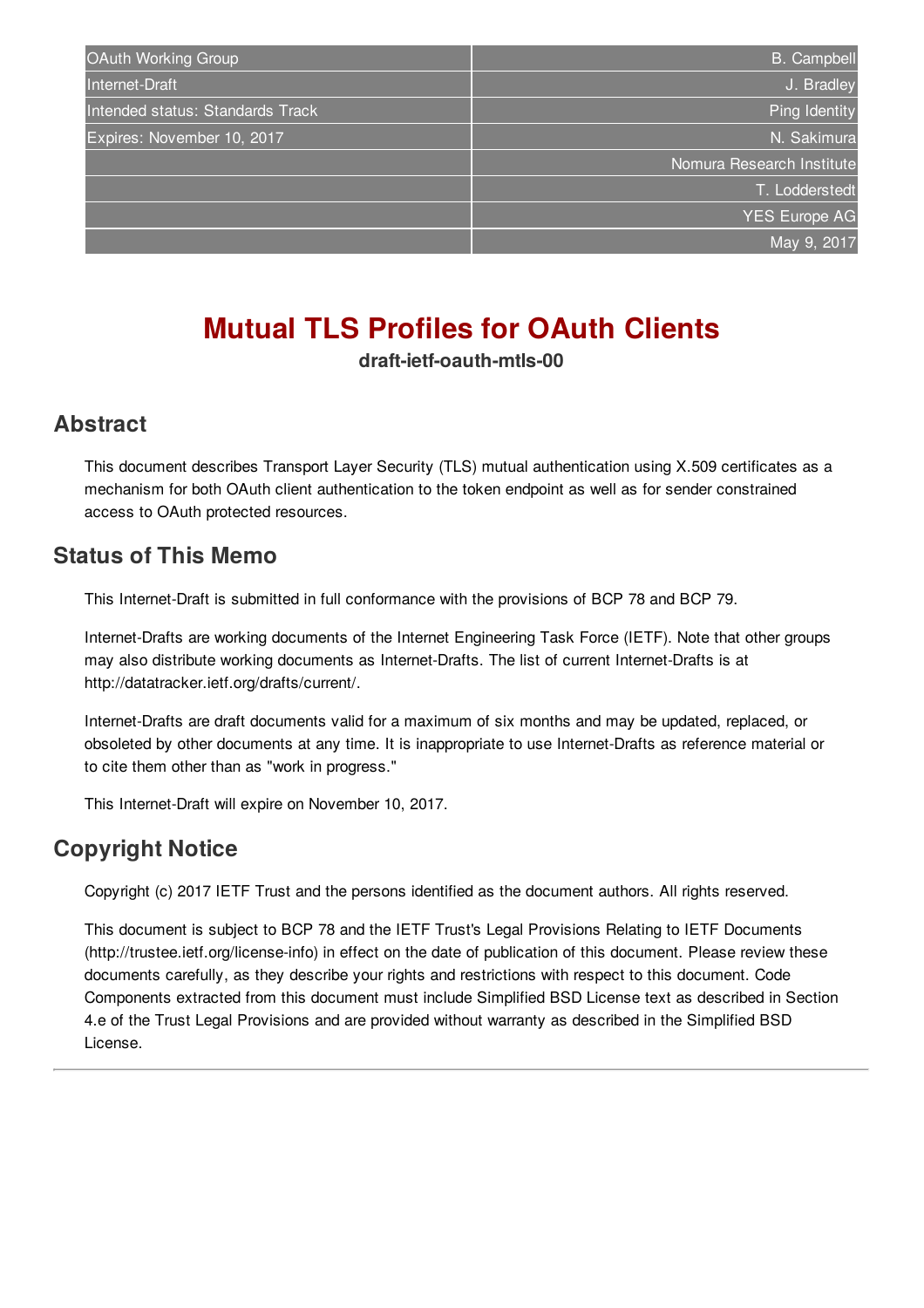| OAuth Working Group | B. Campbell |
|---|---|
| Internet-Draft | J. Bradley |
| Intended status: Standards Track | Ping Identity |
| Expires: November 10, 2017 | N. Sakimura |
| | Nomura Research Institute |
| | T. Lodderstedt |
| | YES Europe AG |
| | May 9, 2017 |

# Mutual TLS Profiles for OAuth Clients

**draft-ietf-oauth-mtls-00**

## Abstract

This document describes Transport Layer Security (TLS) mutual authentication using X.509 certificates as a mechanism for both OAuth client authentication to the token endpoint as well as for sender constrained access to OAuth protected resources.

## Status of This Memo

This Internet-Draft is submitted in full conformance with the provisions of BCP 78 and BCP 79.

Internet-Drafts are working documents of the Internet Engineering Task Force (IETF). Note that other groups may also distribute working documents as Internet-Drafts. The list of current Internet-Drafts is at http://datatracker.ietf.org/drafts/current/.

Internet-Drafts are draft documents valid for a maximum of six months and may be updated, replaced, or obsoleted by other documents at any time. It is inappropriate to use Internet-Drafts as reference material or to cite them other than as "work in progress."

This Internet-Draft will expire on November 10, 2017.

## Copyright Notice

Copyright (c) 2017 IETF Trust and the persons identified as the document authors. All rights reserved.

This document is subject to BCP 78 and the IETF Trust's Legal Provisions Relating to IETF Documents (http://trustee.ietf.org/license-info) in effect on the date of publication of this document. Please review these documents carefully, as they describe your rights and restrictions with respect to this document. Code Components extracted from this document must include Simplified BSD License text as described in Section 4.e of the Trust Legal Provisions and are provided without warranty as described in the Simplified BSD License.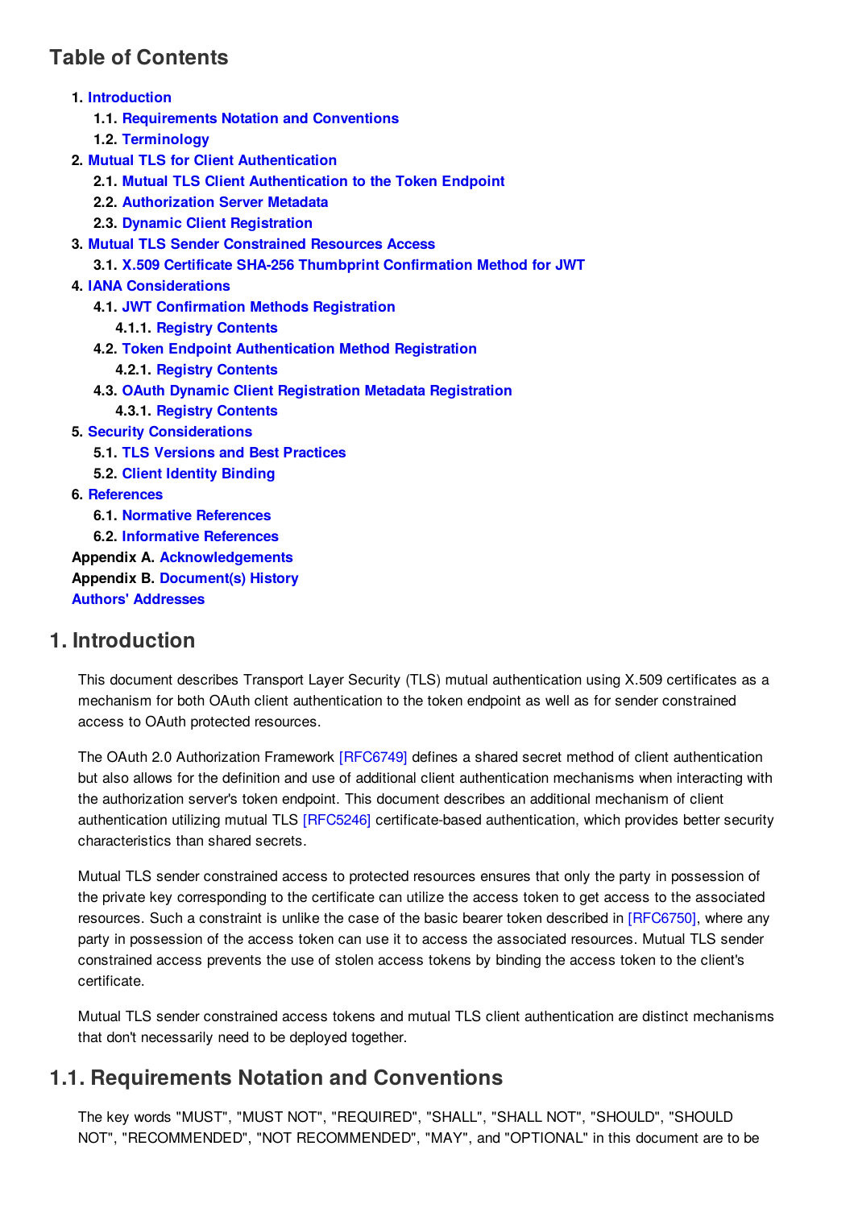## Table of Contents

1. Introduction
    - 1.1. Requirements Notation and Conventions
    - 1.2. Terminology
2. Mutual TLS for Client Authentication
    - 2.1. Mutual TLS Client Authentication to the Token Endpoint
    - 2.2. Authorization Server Metadata
    - 2.3. Dynamic Client Registration
3. Mutual TLS Sender Constrained Resources Access
    - 3.1. X.509 Certificate SHA-256 Thumbprint Confirmation Method for JWT
4. IANA Considerations
    - 4.1. JWT Confirmation Methods Registration
        - 4.1.1. Registry Contents
    - 4.2. Token Endpoint Authentication Method Registration
        - 4.2.1. Registry Contents
    - 4.3. OAuth Dynamic Client Registration Metadata Registration
        - 4.3.1. Registry Contents
5. Security Considerations
    - 5.1. TLS Versions and Best Practices
    - 5.2. Client Identity Binding
6. References
    - 6.1. Normative References
    - 6.2. Informative References

Appendix A. Acknowledgements
Appendix B. Document(s) History
Authors' Addresses

## 1. Introduction

This document describes Transport Layer Security (TLS) mutual authentication using X.509 certificates as a mechanism for both OAuth client authentication to the token endpoint as well as for sender constrained access to OAuth protected resources.

The OAuth 2.0 Authorization Framework [RFC6749] defines a shared secret method of client authentication but also allows for the definition and use of additional client authentication mechanisms when interacting with the authorization server's token endpoint. This document describes an additional mechanism of client authentication utilizing mutual TLS [RFC5246] certificate-based authentication, which provides better security characteristics than shared secrets.

Mutual TLS sender constrained access to protected resources ensures that only the party in possession of the private key corresponding to the certificate can utilize the access token to get access to the associated resources. Such a constraint is unlike the case of the basic bearer token described in [RFC6750], where any party in possession of the access token can use it to access the associated resources. Mutual TLS sender constrained access prevents the use of stolen access tokens by binding the access token to the client's certificate.

Mutual TLS sender constrained access tokens and mutual TLS client authentication are distinct mechanisms that don't necessarily need to be deployed together.

## 1.1. Requirements Notation and Conventions

The key words "MUST", "MUST NOT", "REQUIRED", "SHALL", "SHALL NOT", "SHOULD", "SHOULD NOT", "RECOMMENDED", "NOT RECOMMENDED", "MAY", and "OPTIONAL" in this document are to be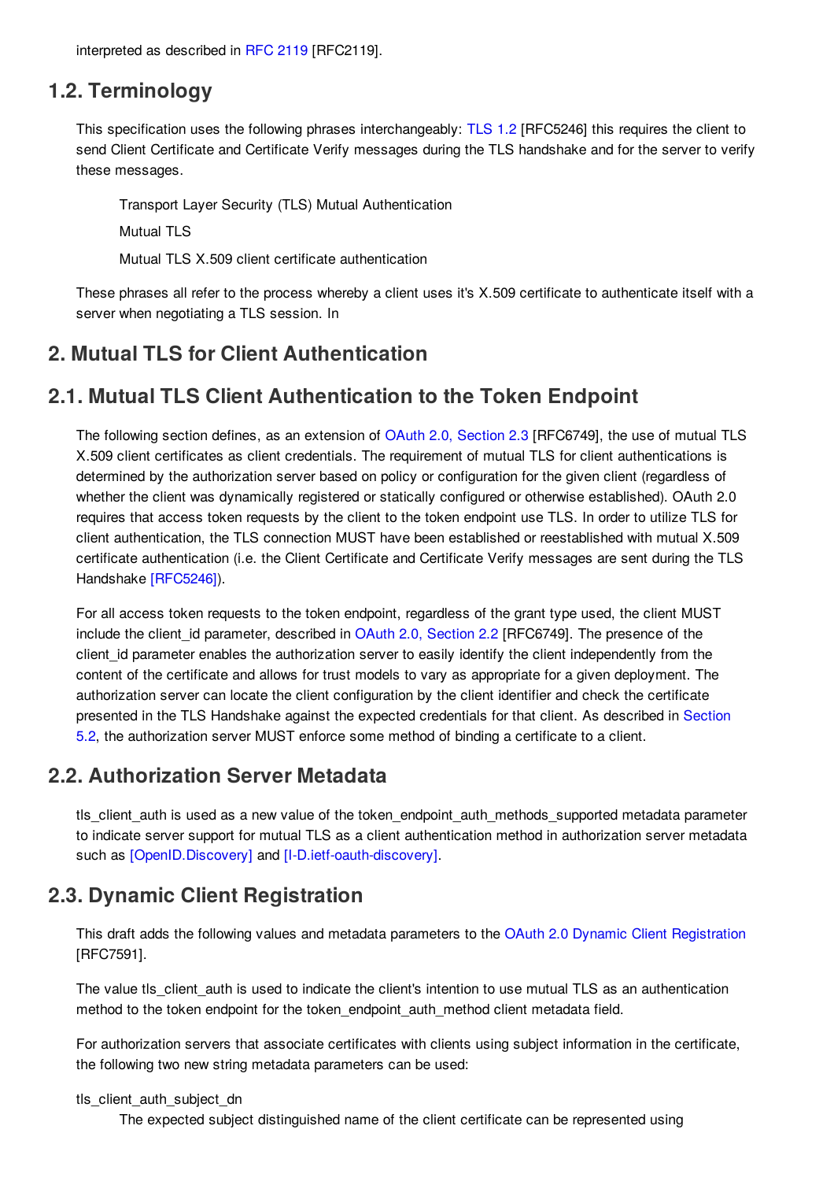interpreted as described in RFC 2119 [RFC2119].

## 1.2. Terminology

This specification uses the following phrases interchangeably: TLS 1.2 [RFC5246] this requires the client to send Client Certificate and Certificate Verify messages during the TLS handshake and for the server to verify these messages.

> Transport Layer Security (TLS) Mutual Authentication
>
> Mutual TLS
>
> Mutual TLS X.509 client certificate authentication

These phrases all refer to the process whereby a client uses it's X.509 certificate to authenticate itself with a server when negotiating a TLS session. In

# 2. Mutual TLS for Client Authentication

## 2.1. Mutual TLS Client Authentication to the Token Endpoint

The following section defines, as an extension of OAuth 2.0, Section 2.3 [RFC6749], the use of mutual TLS X.509 client certificates as client credentials. The requirement of mutual TLS for client authentications is determined by the authorization server based on policy or configuration for the given client (regardless of whether the client was dynamically registered or statically configured or otherwise established). OAuth 2.0 requires that access token requests by the client to the token endpoint use TLS. In order to utilize TLS for client authentication, the TLS connection MUST have been established or reestablished with mutual X.509 certificate authentication (i.e. the Client Certificate and Certificate Verify messages are sent during the TLS Handshake [RFC5246]).

For all access token requests to the token endpoint, regardless of the grant type used, the client MUST include the client_id parameter, described in OAuth 2.0, Section 2.2 [RFC6749]. The presence of the client_id parameter enables the authorization server to easily identify the client independently from the content of the certificate and allows for trust models to vary as appropriate for a given deployment. The authorization server can locate the client configuration by the client identifier and check the certificate presented in the TLS Handshake against the expected credentials for that client. As described in Section 5.2, the authorization server MUST enforce some method of binding a certificate to a client.

## 2.2. Authorization Server Metadata

tls_client_auth is used as a new value of the token_endpoint_auth_methods_supported metadata parameter to indicate server support for mutual TLS as a client authentication method in authorization server metadata such as [OpenID.Discovery] and [I-D.ietf-oauth-discovery].

## 2.3. Dynamic Client Registration

This draft adds the following values and metadata parameters to the OAuth 2.0 Dynamic Client Registration [RFC7591].

The value tls_client_auth is used to indicate the client's intention to use mutual TLS as an authentication method to the token endpoint for the token_endpoint_auth_method client metadata field.

For authorization servers that associate certificates with clients using subject information in the certificate, the following two new string metadata parameters can be used:

tls_client_auth_subject_dn
: The expected subject distinguished name of the client certificate can be represented using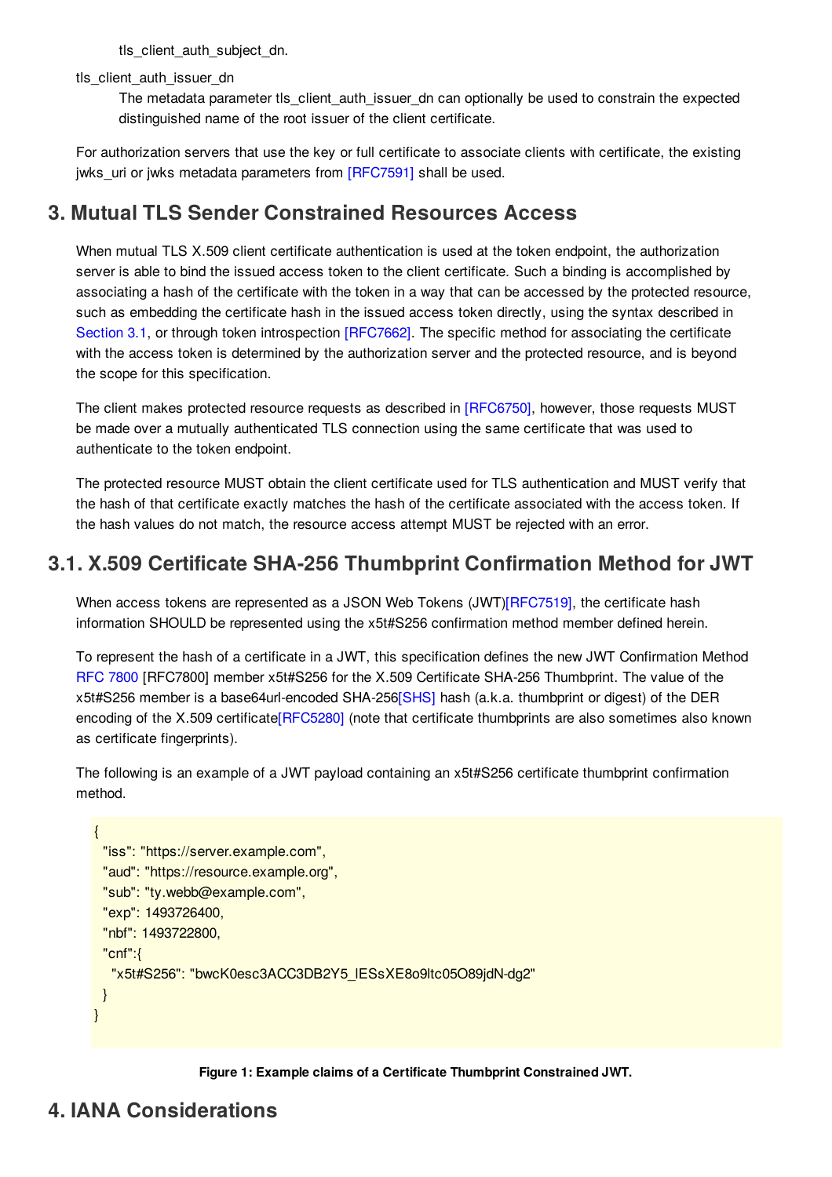tls_client_auth_subject_dn.

tls_client_auth_issuer_dn
: The metadata parameter tls_client_auth_issuer_dn can optionally be used to constrain the expected distinguished name of the root issuer of the client certificate.

For authorization servers that use the key or full certificate to associate clients with certificate, the existing jwks_uri or jwks metadata parameters from [RFC7591] shall be used.

## 3. Mutual TLS Sender Constrained Resources Access

When mutual TLS X.509 client certificate authentication is used at the token endpoint, the authorization server is able to bind the issued access token to the client certificate. Such a binding is accomplished by associating a hash of the certificate with the token in a way that can be accessed by the protected resource, such as embedding the certificate hash in the issued access token directly, using the syntax described in Section 3.1, or through token introspection [RFC7662]. The specific method for associating the certificate with the access token is determined by the authorization server and the protected resource, and is beyond the scope for this specification.

The client makes protected resource requests as described in [RFC6750], however, those requests MUST be made over a mutually authenticated TLS connection using the same certificate that was used to authenticate to the token endpoint.

The protected resource MUST obtain the client certificate used for TLS authentication and MUST verify that the hash of that certificate exactly matches the hash of the certificate associated with the access token. If the hash values do not match, the resource access attempt MUST be rejected with an error.

### 3.1. X.509 Certificate SHA-256 Thumbprint Confirmation Method for JWT

When access tokens are represented as a JSON Web Tokens (JWT)[RFC7519], the certificate hash information SHOULD be represented using the x5t#S256 confirmation method member defined herein.

To represent the hash of a certificate in a JWT, this specification defines the new JWT Confirmation Method RFC 7800 [RFC7800] member x5t#S256 for the X.509 Certificate SHA-256 Thumbprint. The value of the x5t#S256 member is a base64url-encoded SHA-256[SHS] hash (a.k.a. thumbprint or digest) of the DER encoding of the X.509 certificate[RFC5280] (note that certificate thumbprints are also sometimes also known as certificate fingerprints).

The following is an example of a JWT payload containing an x5t#S256 certificate thumbprint confirmation method.

```
{
  "iss": "https://server.example.com",
  "aud": "https://resource.example.org",
  "sub": "ty.webb@example.com",
  "exp": 1493726400,
  "nbf": 1493722800,
  "cnf":{
    "x5t#S256": "bwcK0esc3ACC3DB2Y5_lESsXE8o9ltc05O89jdN-dg2"
  }
}
```

**Figure 1: Example claims of a Certificate Thumbprint Constrained JWT.**

## 4. IANA Considerations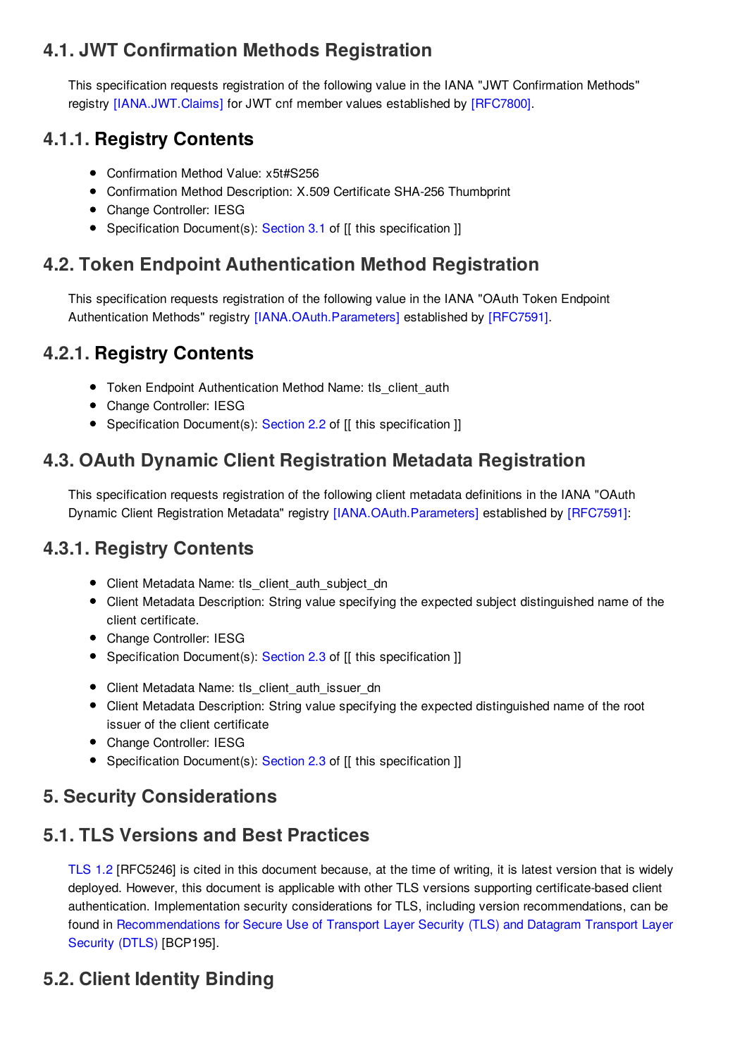## 4.1. JWT Confirmation Methods Registration

This specification requests registration of the following value in the IANA "JWT Confirmation Methods" registry [IANA.JWT.Claims] for JWT cnf member values established by [RFC7800].

### 4.1.1. Registry Contents

- Confirmation Method Value: x5t#S256
- Confirmation Method Description: X.509 Certificate SHA-256 Thumbprint
- Change Controller: IESG
- Specification Document(s): Section 3.1 of [[ this specification ]]

## 4.2. Token Endpoint Authentication Method Registration

This specification requests registration of the following value in the IANA "OAuth Token Endpoint Authentication Methods" registry [IANA.OAuth.Parameters] established by [RFC7591].

### 4.2.1. Registry Contents

- Token Endpoint Authentication Method Name: tls_client_auth
- Change Controller: IESG
- Specification Document(s): Section 2.2 of [[ this specification ]]

## 4.3. OAuth Dynamic Client Registration Metadata Registration

This specification requests registration of the following client metadata definitions in the IANA "OAuth Dynamic Client Registration Metadata" registry [IANA.OAuth.Parameters] established by [RFC7591]:

### 4.3.1. Registry Contents

- Client Metadata Name: tls_client_auth_subject_dn
- Client Metadata Description: String value specifying the expected subject distinguished name of the client certificate.
- Change Controller: IESG
- Specification Document(s): Section 2.3 of [[ this specification ]]

- Client Metadata Name: tls_client_auth_issuer_dn
- Client Metadata Description: String value specifying the expected distinguished name of the root issuer of the client certificate
- Change Controller: IESG
- Specification Document(s): Section 2.3 of [[ this specification ]]

# 5. Security Considerations

## 5.1. TLS Versions and Best Practices

TLS 1.2 [RFC5246] is cited in this document because, at the time of writing, it is latest version that is widely deployed. However, this document is applicable with other TLS versions supporting certificate-based client authentication. Implementation security considerations for TLS, including version recommendations, can be found in Recommendations for Secure Use of Transport Layer Security (TLS) and Datagram Transport Layer Security (DTLS) [BCP195].

## 5.2. Client Identity Binding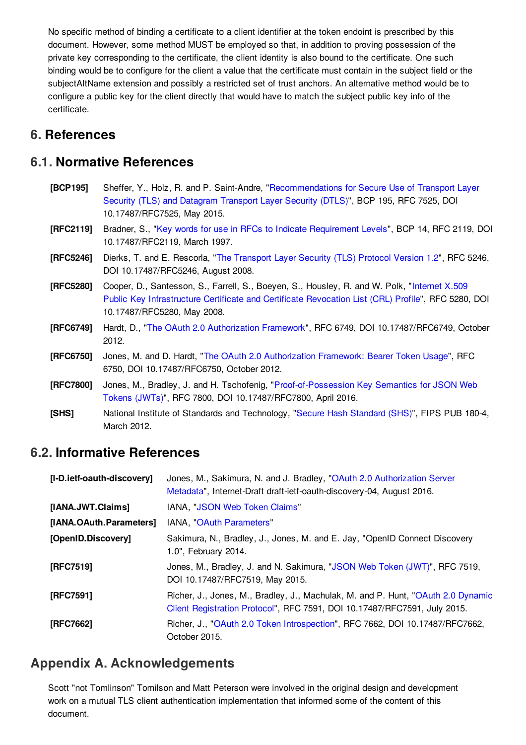No specific method of binding a certificate to a client identifier at the token endoint is prescribed by this document. However, some method MUST be employed so that, in addition to proving possession of the private key corresponding to the certificate, the client identity is also bound to the certificate. One such binding would be to configure for the client a value that the certificate must contain in the subject field or the subjectAltName extension and possibly a restricted set of trust anchors. An alternative method would be to configure a public key for the client directly that would have to match the subject public key info of the certificate.

# 6. References

## 6.1. Normative References

**[BCP195]** Sheffer, Y., Holz, R. and P. Saint-Andre, "Recommendations for Secure Use of Transport Layer Security (TLS) and Datagram Transport Layer Security (DTLS)", BCP 195, RFC 7525, DOI 10.17487/RFC7525, May 2015.

**[RFC2119]** Bradner, S., "Key words for use in RFCs to Indicate Requirement Levels", BCP 14, RFC 2119, DOI 10.17487/RFC2119, March 1997.

**[RFC5246]** Dierks, T. and E. Rescorla, "The Transport Layer Security (TLS) Protocol Version 1.2", RFC 5246, DOI 10.17487/RFC5246, August 2008.

**[RFC5280]** Cooper, D., Santesson, S., Farrell, S., Boeyen, S., Housley, R. and W. Polk, "Internet X.509 Public Key Infrastructure Certificate and Certificate Revocation List (CRL) Profile", RFC 5280, DOI 10.17487/RFC5280, May 2008.

**[RFC6749]** Hardt, D., "The OAuth 2.0 Authorization Framework", RFC 6749, DOI 10.17487/RFC6749, October 2012.

**[RFC6750]** Jones, M. and D. Hardt, "The OAuth 2.0 Authorization Framework: Bearer Token Usage", RFC 6750, DOI 10.17487/RFC6750, October 2012.

**[RFC7800]** Jones, M., Bradley, J. and H. Tschofenig, "Proof-of-Possession Key Semantics for JSON Web Tokens (JWTs)", RFC 7800, DOI 10.17487/RFC7800, April 2016.

**[SHS]** National Institute of Standards and Technology, "Secure Hash Standard (SHS)", FIPS PUB 180-4, March 2012.

## 6.2. Informative References

**[I-D.ietf-oauth-discovery]** Jones, M., Sakimura, N. and J. Bradley, "OAuth 2.0 Authorization Server Metadata", Internet-Draft draft-ietf-oauth-discovery-04, August 2016.

**[IANA.JWT.Claims]** IANA, "JSON Web Token Claims"

**[IANA.OAuth.Parameters]** IANA, "OAuth Parameters"

**[OpenID.Discovery]** Sakimura, N., Bradley, J., Jones, M. and E. Jay, "OpenID Connect Discovery 1.0", February 2014.

**[RFC7519]** Jones, M., Bradley, J. and N. Sakimura, "JSON Web Token (JWT)", RFC 7519, DOI 10.17487/RFC7519, May 2015.

**[RFC7591]** Richer, J., Jones, M., Bradley, J., Machulak, M. and P. Hunt, "OAuth 2.0 Dynamic Client Registration Protocol", RFC 7591, DOI 10.17487/RFC7591, July 2015.

**[RFC7662]** Richer, J., "OAuth 2.0 Token Introspection", RFC 7662, DOI 10.17487/RFC7662, October 2015.

# Appendix A. Acknowledgements

Scott "not Tomlinson" Tomilson and Matt Peterson were involved in the original design and development work on a mutual TLS client authentication implementation that informed some of the content of this document.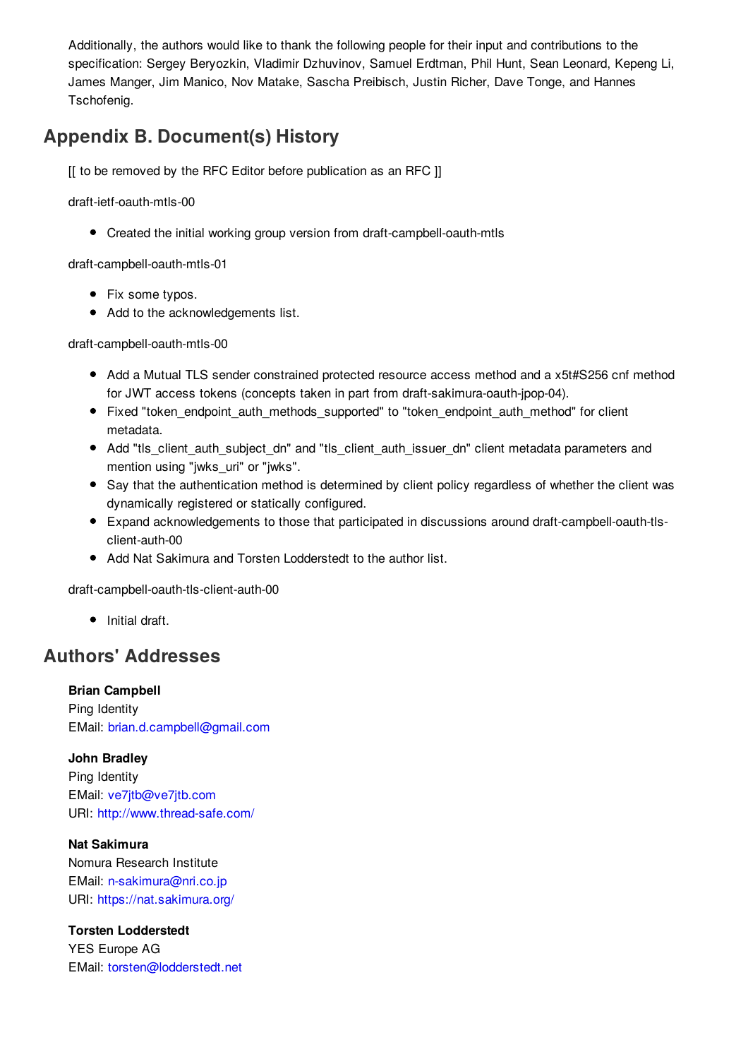Additionally, the authors would like to thank the following people for their input and contributions to the specification: Sergey Beryozkin, Vladimir Dzhuvinov, Samuel Erdtman, Phil Hunt, Sean Leonard, Kepeng Li, James Manger, Jim Manico, Nov Matake, Sascha Preibisch, Justin Richer, Dave Tonge, and Hannes Tschofenig.

## Appendix B. Document(s) History

[[ to be removed by the RFC Editor before publication as an RFC ]]

draft-ietf-oauth-mtls-00

- Created the initial working group version from draft-campbell-oauth-mtls

draft-campbell-oauth-mtls-01

- Fix some typos.
- Add to the acknowledgements list.

draft-campbell-oauth-mtls-00

- Add a Mutual TLS sender constrained protected resource access method and a x5t#S256 cnf method for JWT access tokens (concepts taken in part from draft-sakimura-oauth-jpop-04).
- Fixed "token_endpoint_auth_methods_supported" to "token_endpoint_auth_method" for client metadata.
- Add "tls_client_auth_subject_dn" and "tls_client_auth_issuer_dn" client metadata parameters and mention using "jwks_uri" or "jwks".
- Say that the authentication method is determined by client policy regardless of whether the client was dynamically registered or statically configured.
- Expand acknowledgements to those that participated in discussions around draft-campbell-oauth-tls-client-auth-00
- Add Nat Sakimura and Torsten Lodderstedt to the author list.

draft-campbell-oauth-tls-client-auth-00

- Initial draft.

## Authors' Addresses

**Brian Campbell**
Ping Identity
EMail: brian.d.campbell@gmail.com

**John Bradley**
Ping Identity
EMail: ve7jtb@ve7jtb.com
URI: http://www.thread-safe.com/

**Nat Sakimura**
Nomura Research Institute
EMail: n-sakimura@nri.co.jp
URI: https://nat.sakimura.org/

**Torsten Lodderstedt**
YES Europe AG
EMail: torsten@lodderstedt.net